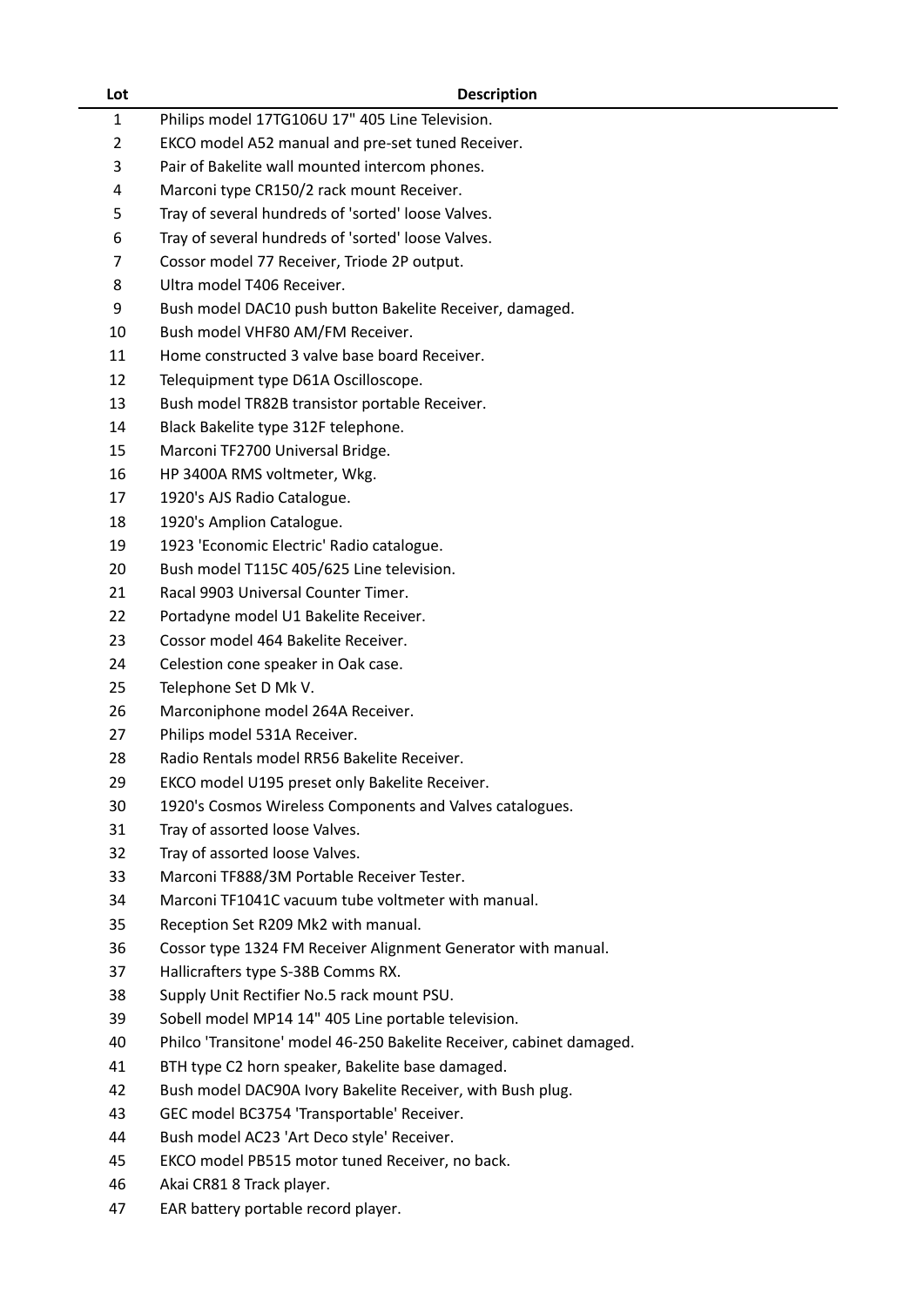| Lot | Description |
|---|---|
| 1 | Philips model 17TG106U 17" 405 Line Television. |
| 2 | EKCO model A52 manual and pre-set tuned Receiver. |
| 3 | Pair of Bakelite wall mounted intercom phones. |
| 4 | Marconi type CR150/2 rack mount Receiver. |
| 5 | Tray of several hundreds of 'sorted' loose Valves. |
| 6 | Tray of several hundreds of 'sorted' loose Valves. |
| 7 | Cossor model 77 Receiver, Triode 2P output. |
| 8 | Ultra model T406 Receiver. |
| 9 | Bush model DAC10 push button Bakelite Receiver, damaged. |
| 10 | Bush model VHF80 AM/FM Receiver. |
| 11 | Home constructed 3 valve base board Receiver. |
| 12 | Telequipment type D61A Oscilloscope. |
| 13 | Bush model TR82B transistor portable Receiver. |
| 14 | Black Bakelite type 312F telephone. |
| 15 | Marconi TF2700 Universal Bridge. |
| 16 | HP 3400A RMS voltmeter, Wkg. |
| 17 | 1920's AJS Radio Catalogue. |
| 18 | 1920's Amplion Catalogue. |
| 19 | 1923 'Economic Electric' Radio catalogue. |
| 20 | Bush model T115C 405/625 Line television. |
| 21 | Racal 9903 Universal Counter Timer. |
| 22 | Portadyne model U1 Bakelite Receiver. |
| 23 | Cossor model 464 Bakelite Receiver. |
| 24 | Celestion cone speaker in Oak case. |
| 25 | Telephone Set D Mk V. |
| 26 | Marconiphone model 264A Receiver. |
| 27 | Philips model 531A Receiver. |
| 28 | Radio Rentals model RR56 Bakelite Receiver. |
| 29 | EKCO model U195 preset only Bakelite Receiver. |
| 30 | 1920's Cosmos Wireless Components and Valves catalogues. |
| 31 | Tray of assorted loose Valves. |
| 32 | Tray of assorted loose Valves. |
| 33 | Marconi TF888/3M Portable Receiver Tester. |
| 34 | Marconi TF1041C vacuum tube voltmeter with manual. |
| 35 | Reception Set R209 Mk2 with manual. |
| 36 | Cossor type 1324 FM Receiver Alignment Generator with manual. |
| 37 | Hallicrafters type S-38B Comms RX. |
| 38 | Supply Unit Rectifier No.5 rack mount PSU. |
| 39 | Sobell model MP14 14" 405 Line portable television. |
| 40 | Philco 'Transitone' model 46-250 Bakelite Receiver, cabinet damaged. |
| 41 | BTH type C2 horn speaker, Bakelite base damaged. |
| 42 | Bush model DAC90A Ivory Bakelite Receiver, with Bush plug. |
| 43 | GEC model BC3754 'Transportable' Receiver. |
| 44 | Bush model AC23 'Art Deco style' Receiver. |
| 45 | EKCO model PB515 motor tuned Receiver, no back. |
| 46 | Akai CR81 8 Track player. |
| 47 | EAR battery portable record player. |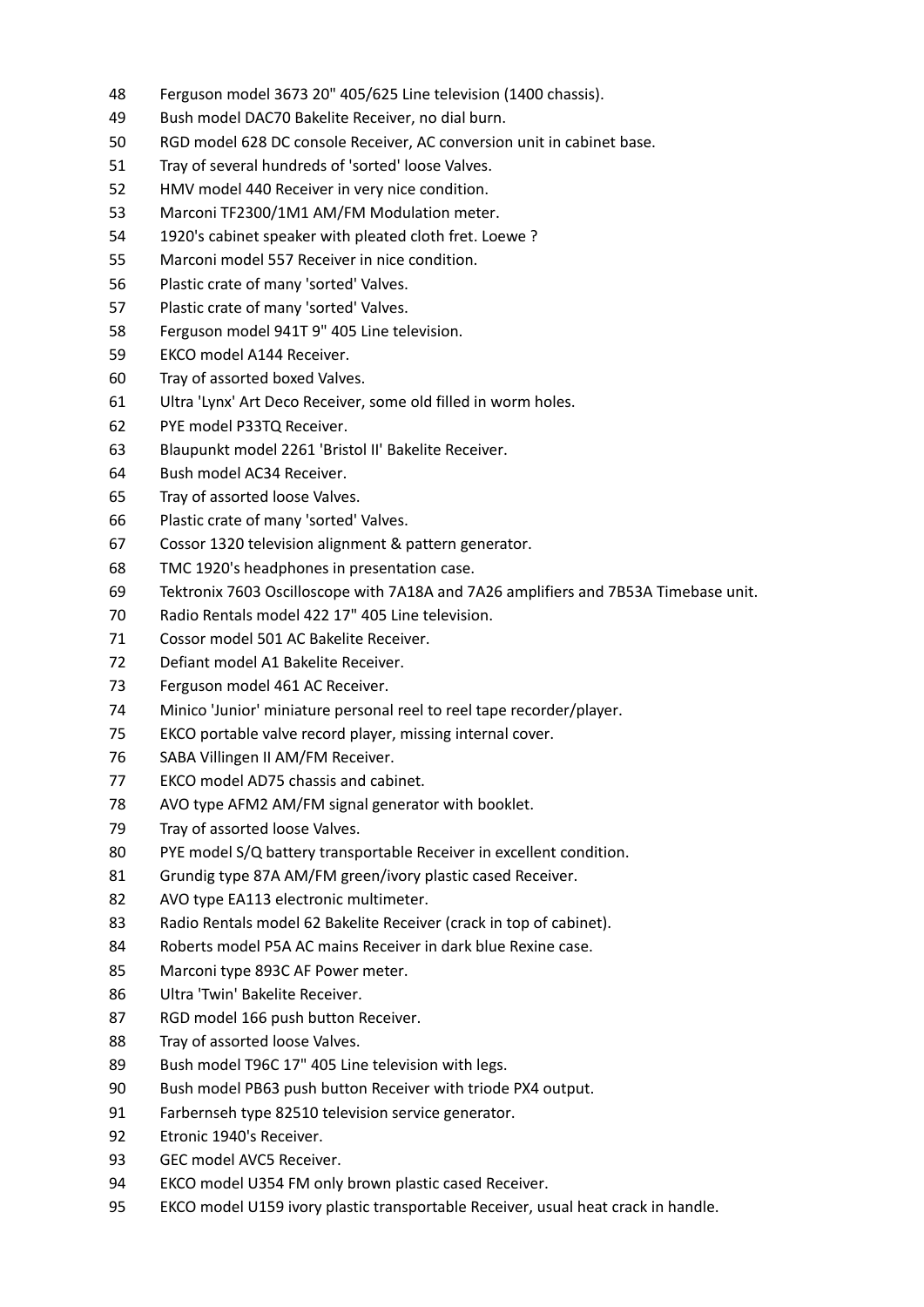48 Ferguson model 3673 20" 405/625 Line television (1400 chassis).
49 Bush model DAC70 Bakelite Receiver, no dial burn.
50 RGD model 628 DC console Receiver, AC conversion unit in cabinet base.
51 Tray of several hundreds of 'sorted' loose Valves.
52 HMV model 440 Receiver in very nice condition.
53 Marconi TF2300/1M1 AM/FM Modulation meter.
54 1920's cabinet speaker with pleated cloth fret. Loewe ?
55 Marconi model 557 Receiver in nice condition.
56 Plastic crate of many 'sorted' Valves.
57 Plastic crate of many 'sorted' Valves.
58 Ferguson model 941T 9" 405 Line television.
59 EKCO model A144 Receiver.
60 Tray of assorted boxed Valves.
61 Ultra 'Lynx' Art Deco Receiver, some old filled in worm holes.
62 PYE model P33TQ Receiver.
63 Blaupunkt model 2261 'Bristol II' Bakelite Receiver.
64 Bush model AC34 Receiver.
65 Tray of assorted loose Valves.
66 Plastic crate of many 'sorted' Valves.
67 Cossor 1320 television alignment & pattern generator.
68 TMC 1920's headphones in presentation case.
69 Tektronix 7603 Oscilloscope with 7A18A and 7A26 amplifiers and 7B53A Timebase unit.
70 Radio Rentals model 422 17" 405 Line television.
71 Cossor model 501 AC Bakelite Receiver.
72 Defiant model A1 Bakelite Receiver.
73 Ferguson model 461 AC Receiver.
74 Minico 'Junior' miniature personal reel to reel tape recorder/player.
75 EKCO portable valve record player, missing internal cover.
76 SABA Villingen II AM/FM Receiver.
77 EKCO model AD75 chassis and cabinet.
78 AVO type AFM2 AM/FM signal generator with booklet.
79 Tray of assorted loose Valves.
80 PYE model S/Q battery transportable Receiver in excellent condition.
81 Grundig type 87A AM/FM green/ivory plastic cased Receiver.
82 AVO type EA113 electronic multimeter.
83 Radio Rentals model 62 Bakelite Receiver (crack in top of cabinet).
84 Roberts model P5A AC mains Receiver in dark blue Rexine case.
85 Marconi type 893C AF Power meter.
86 Ultra 'Twin' Bakelite Receiver.
87 RGD model 166 push button Receiver.
88 Tray of assorted loose Valves.
89 Bush model T96C 17" 405 Line television with legs.
90 Bush model PB63 push button Receiver with triode PX4 output.
91 Farbernseh type 82510 television service generator.
92 Etronic 1940's Receiver.
93 GEC model AVC5 Receiver.
94 EKCO model U354 FM only brown plastic cased Receiver.
95 EKCO model U159 ivory plastic transportable Receiver, usual heat crack in handle.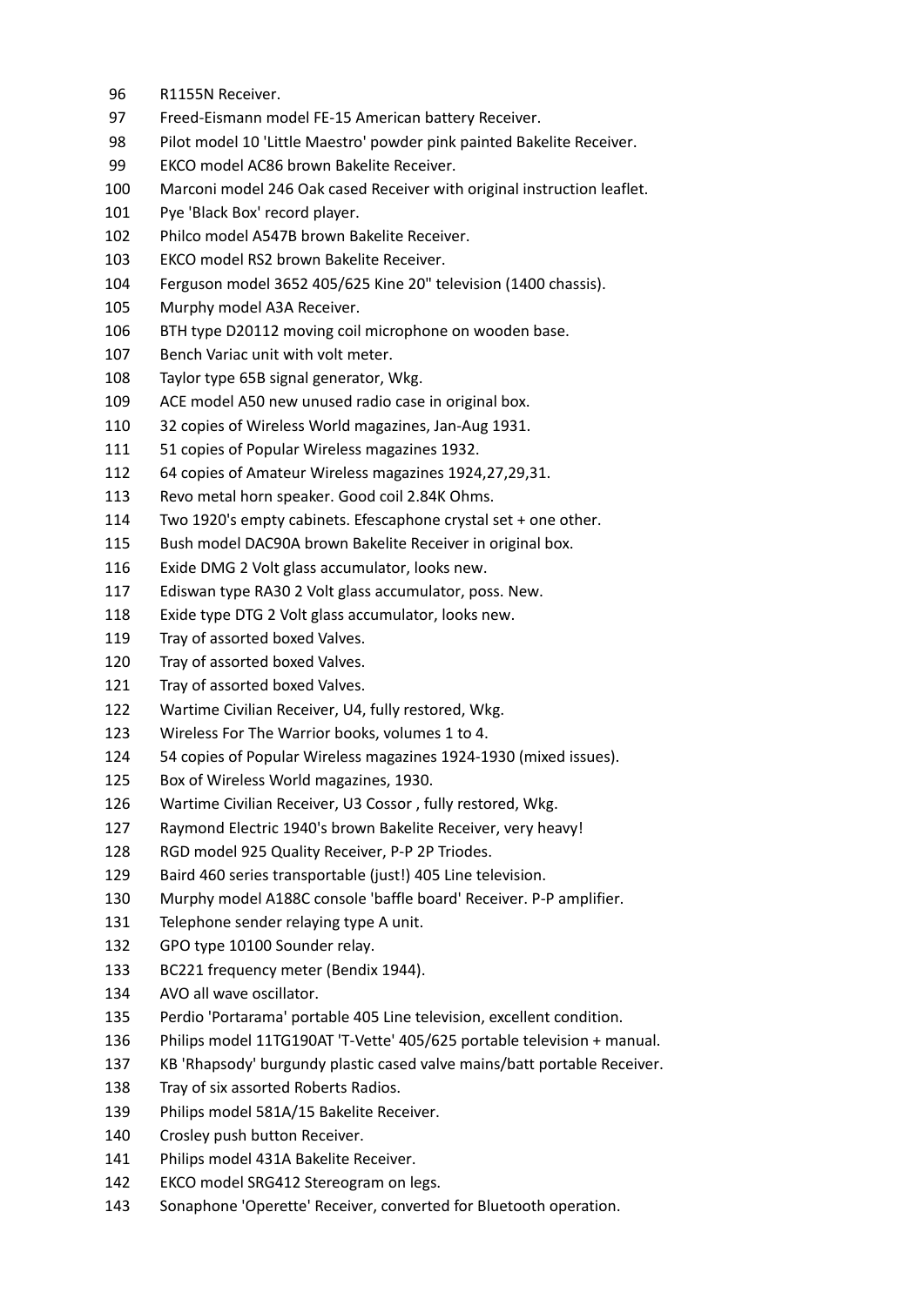96 R1155N Receiver.
97 Freed-Eismann model FE-15 American battery Receiver.
98 Pilot model 10 'Little Maestro' powder pink painted Bakelite Receiver.
99 EKCO model AC86 brown Bakelite Receiver.
100 Marconi model 246 Oak cased Receiver with original instruction leaflet.
101 Pye 'Black Box' record player.
102 Philco model A547B brown Bakelite Receiver.
103 EKCO model RS2 brown Bakelite Receiver.
104 Ferguson model 3652 405/625 Kine 20" television (1400 chassis).
105 Murphy model A3A Receiver.
106 BTH type D20112 moving coil microphone on wooden base.
107 Bench Variac unit with volt meter.
108 Taylor type 65B signal generator, Wkg.
109 ACE model A50 new unused radio case in original box.
110 32 copies of Wireless World magazines, Jan-Aug 1931.
111 51 copies of Popular Wireless magazines 1932.
112 64 copies of Amateur Wireless magazines 1924,27,29,31.
113 Revo metal horn speaker. Good coil 2.84K Ohms.
114 Two 1920's empty cabinets. Efescaphone crystal set + one other.
115 Bush model DAC90A brown Bakelite Receiver in original box.
116 Exide DMG 2 Volt glass accumulator, looks new.
117 Ediswan type RA30 2 Volt glass accumulator, poss. New.
118 Exide type DTG 2 Volt glass accumulator, looks new.
119 Tray of assorted boxed Valves.
120 Tray of assorted boxed Valves.
121 Tray of assorted boxed Valves.
122 Wartime Civilian Receiver, U4, fully restored, Wkg.
123 Wireless For The Warrior books, volumes 1 to 4.
124 54 copies of Popular Wireless magazines 1924-1930 (mixed issues).
125 Box of Wireless World magazines, 1930.
126 Wartime Civilian Receiver, U3 Cossor , fully restored, Wkg.
127 Raymond Electric 1940's brown Bakelite Receiver, very heavy!
128 RGD model 925 Quality Receiver, P-P 2P Triodes.
129 Baird 460 series transportable (just!) 405 Line television.
130 Murphy model A188C console 'baffle board' Receiver. P-P amplifier.
131 Telephone sender relaying type A unit.
132 GPO type 10100 Sounder relay.
133 BC221 frequency meter (Bendix 1944).
134 AVO all wave oscillator.
135 Perdio 'Portarama' portable 405 Line television, excellent condition.
136 Philips model 11TG190AT 'T-Vette' 405/625 portable television + manual.
137 KB 'Rhapsody' burgundy plastic cased valve mains/batt portable Receiver.
138 Tray of six assorted Roberts Radios.
139 Philips model 581A/15 Bakelite Receiver.
140 Crosley push button Receiver.
141 Philips model 431A Bakelite Receiver.
142 EKCO model SRG412 Stereogram on legs.
143 Sonaphone 'Operette' Receiver, converted for Bluetooth operation.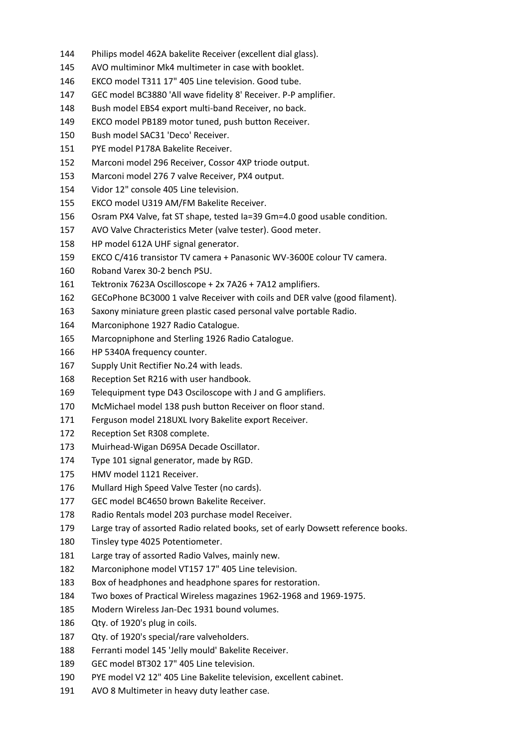144 Philips model 462A bakelite Receiver (excellent dial glass).
145 AVO multiminor Mk4 multimeter in case with booklet.
146 EKCO model T311 17" 405 Line television. Good tube.
147 GEC model BC3880 'All wave fidelity 8' Receiver. P-P amplifier.
148 Bush model EBS4 export multi-band Receiver, no back.
149 EKCO model PB189 motor tuned, push button Receiver.
150 Bush model SAC31 'Deco' Receiver.
151 PYE model P178A Bakelite Receiver.
152 Marconi model 296 Receiver, Cossor 4XP triode output.
153 Marconi model 276 7 valve Receiver, PX4 output.
154 Vidor 12" console 405 Line television.
155 EKCO model U319 AM/FM Bakelite Receiver.
156 Osram PX4 Valve, fat ST shape, tested Ia=39 Gm=4.0 good usable condition.
157 AVO Valve Chracteristics Meter (valve tester). Good meter.
158 HP model 612A UHF signal generator.
159 EKCO C/416 transistor TV camera + Panasonic WV-3600E colour TV camera.
160 Roband Varex 30-2 bench PSU.
161 Tektronix 7623A Oscilloscope + 2x 7A26 + 7A12 amplifiers.
162 GECoPhone BC3000 1 valve Receiver with coils and DER valve (good filament).
163 Saxony miniature green plastic cased personal valve portable Radio.
164 Marconiphone 1927 Radio Catalogue.
165 Marcopniphone and Sterling 1926 Radio Catalogue.
166 HP 5340A frequency counter.
167 Supply Unit Rectifier No.24 with leads.
168 Reception Set R216 with user handbook.
169 Telequipment type D43 Osciloscope with J and G amplifiers.
170 McMichael model 138 push button Receiver on floor stand.
171 Ferguson model 218UXL Ivory Bakelite export Receiver.
172 Reception Set R308 complete.
173 Muirhead-Wigan D695A Decade Oscillator.
174 Type 101 signal generator, made by RGD.
175 HMV model 1121 Receiver.
176 Mullard High Speed Valve Tester (no cards).
177 GEC model BC4650 brown Bakelite Receiver.
178 Radio Rentals model 203 purchase model Receiver.
179 Large tray of assorted Radio related books, set of early Dowsett reference books.
180 Tinsley type 4025 Potentiometer.
181 Large tray of assorted Radio Valves, mainly new.
182 Marconiphone model VT157 17" 405 Line television.
183 Box of headphones and headphone spares for restoration.
184 Two boxes of Practical Wireless magazines 1962-1968 and 1969-1975.
185 Modern Wireless Jan-Dec 1931 bound volumes.
186 Qty. of 1920's plug in coils.
187 Qty. of 1920's special/rare valveholders.
188 Ferranti model 145 'Jelly mould' Bakelite Receiver.
189 GEC model BT302 17" 405 Line television.
190 PYE model V2 12" 405 Line Bakelite television, excellent cabinet.
191 AVO 8 Multimeter in heavy duty leather case.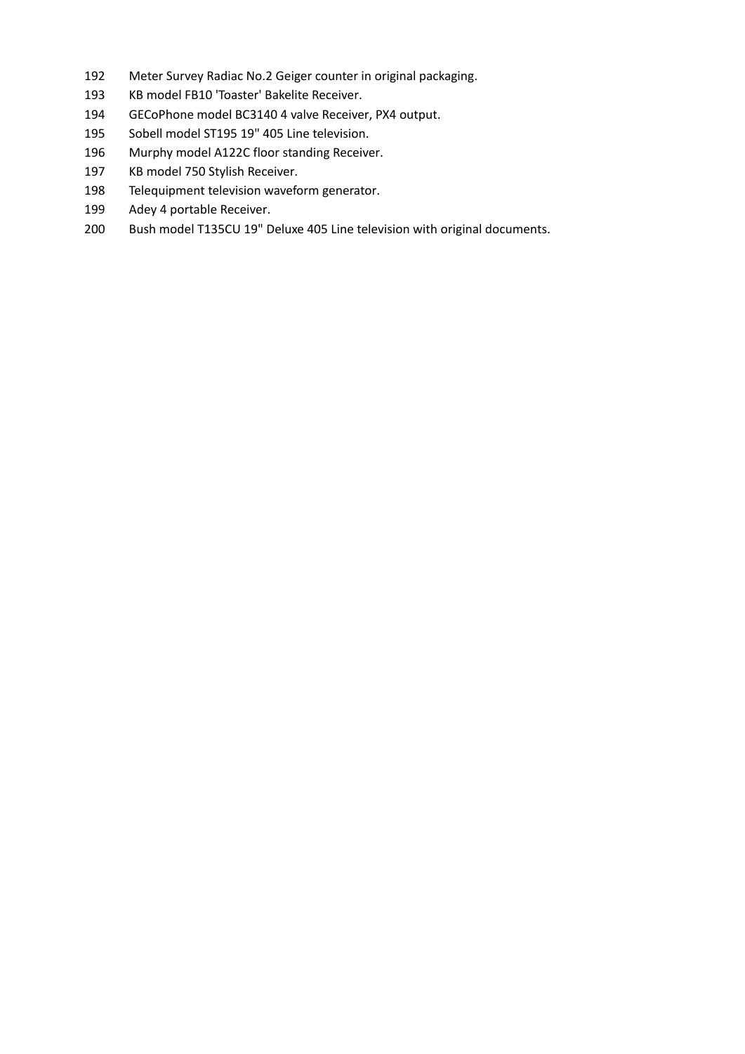192 Meter Survey Radiac No.2 Geiger counter in original packaging.

193 KB model FB10 'Toaster' Bakelite Receiver.

194 GECoPhone model BC3140 4 valve Receiver, PX4 output.

195 Sobell model ST195 19" 405 Line television.

196 Murphy model A122C floor standing Receiver.

197 KB model 750 Stylish Receiver.

198 Telequipment television waveform generator.

199 Adey 4 portable Receiver.

200 Bush model T135CU 19" Deluxe 405 Line television with original documents.